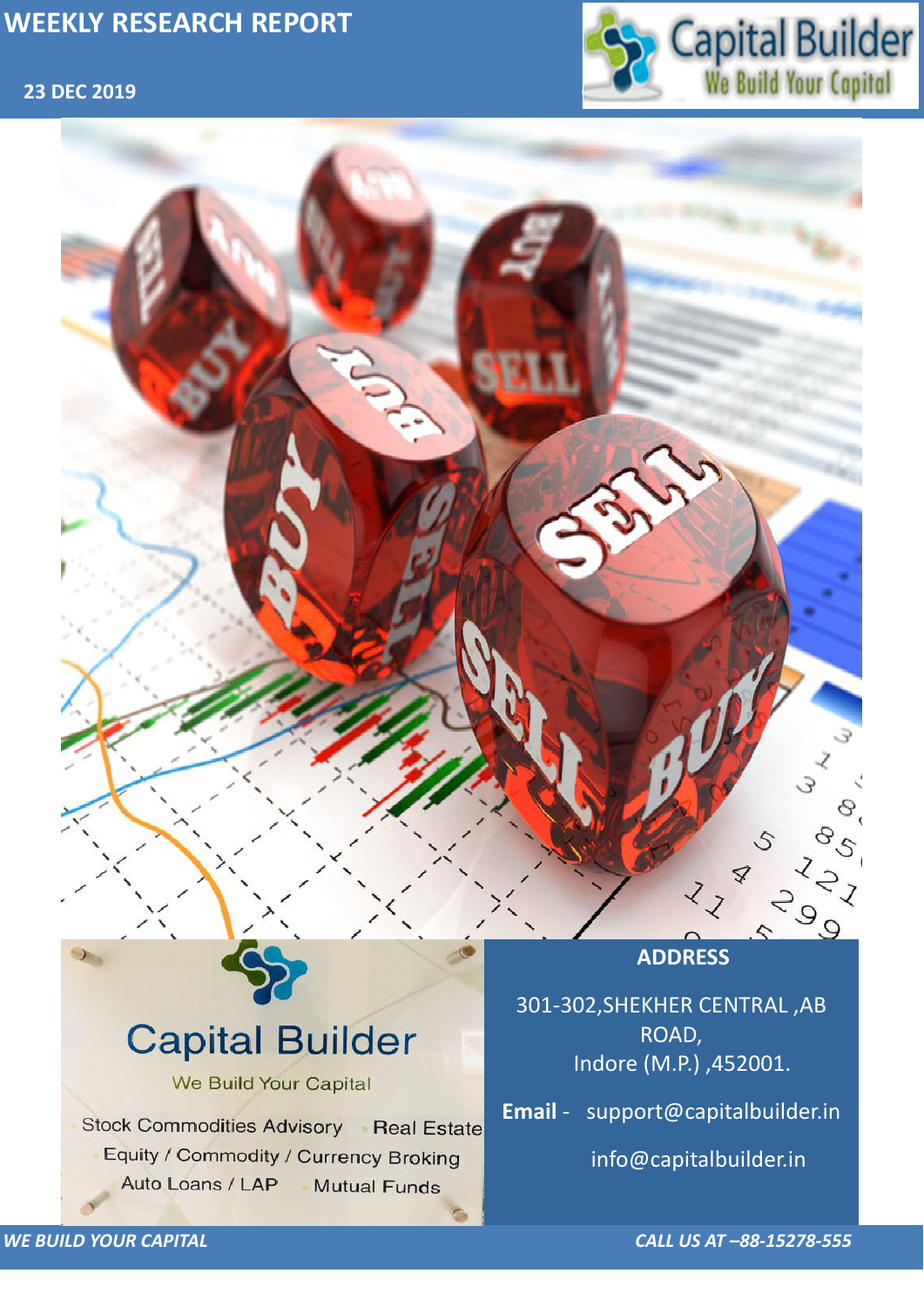# WEEKLY RESEARCH REPORT

**23 DEC 2019**

Capital Builder
We Build Your Capital

## ADDRESS

301-302,SHEKHER CENTRAL ,AB ROAD,
Indore (M.P.) ,452001.

**Email** - support@capitalbuilder.in

info@capitalbuilder.in

Capital Builder

We Build Your Capital

Stock Commodities Advisory · Real Estate
Equity / Commodity / Currency Broking
Auto Loans / LAP · Mutual Funds

*WE BUILD YOUR CAPITAL*

*CALL US AT –88-15278-555*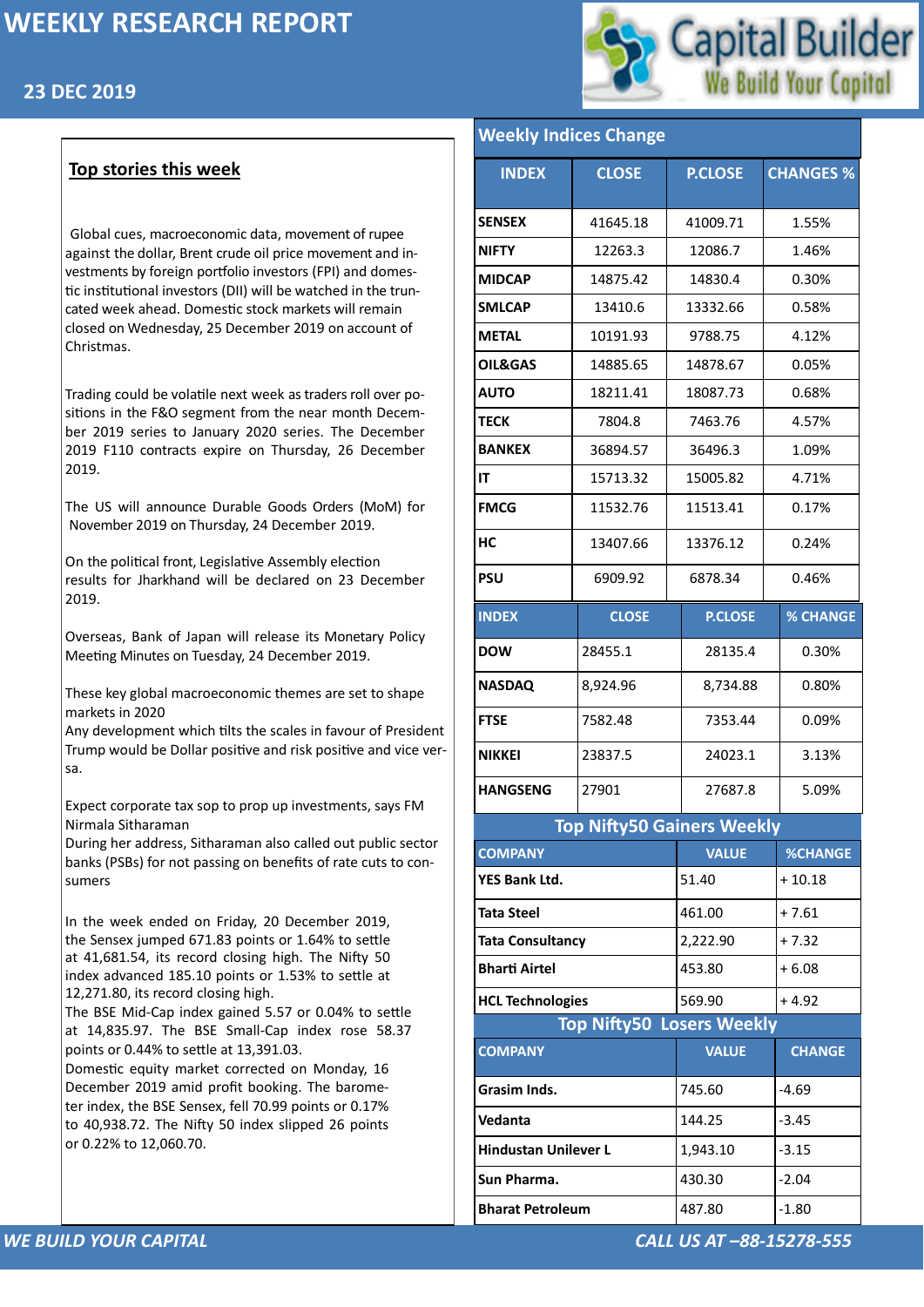# WEEKLY RESEARCH REPORT

## 23 DEC 2019

Capital Builder
We Build Your Capital

### Top stories this week

Global cues, macroeconomic data, movement of rupee against the dollar, Brent crude oil price movement and investments by foreign portfolio investors (FPI) and domestic institutional investors (DII) will be watched in the truncated week ahead. Domestic stock markets will remain closed on Wednesday, 25 December 2019 on account of Christmas.

Trading could be volatile next week as traders roll over positions in the F&O segment from the near month December 2019 series to January 2020 series. The December 2019 F110 contracts expire on Thursday, 26 December 2019.

The US will announce Durable Goods Orders (MoM) for November 2019 on Thursday, 24 December 2019.

On the political front, Legislative Assembly election results for Jharkhand will be declared on 23 December 2019.

Overseas, Bank of Japan will release its Monetary Policy Meeting Minutes on Tuesday, 24 December 2019.

These key global macroeconomic themes are set to shape markets in 2020
Any development which tilts the scales in favour of President Trump would be Dollar positive and risk positive and vice versa.

Expect corporate tax sop to prop up investments, says FM Nirmala Sitharaman
During her address, Sitharaman also called out public sector banks (PSBs) for not passing on benefits of rate cuts to consumers

In the week ended on Friday, 20 December 2019, the Sensex jumped 671.83 points or 1.64% to settle at 41,681.54, its record closing high. The Nifty 50 index advanced 185.10 points or 1.53% to settle at 12,271.80, its record closing high.
The BSE Mid-Cap index gained 5.57 or 0.04% to settle at 14,835.97. The BSE Small-Cap index rose 58.37 points or 0.44% to settle at 13,391.03.
Domestic equity market corrected on Monday, 16 December 2019 amid profit booking. The barometer index, the BSE Sensex, fell 70.99 points or 0.17% to 40,938.72. The Nifty 50 index slipped 26 points or 0.22% to 12,060.70.

### Weekly Indices Change

| INDEX | CLOSE | P.CLOSE | CHANGES % |
|---|---|---|---|
| SENSEX | 41645.18 | 41009.71 | 1.55% |
| NIFTY | 12263.3 | 12086.7 | 1.46% |
| MIDCAP | 14875.42 | 14830.4 | 0.30% |
| SMLCAP | 13410.6 | 13332.66 | 0.58% |
| METAL | 10191.93 | 9788.75 | 4.12% |
| OIL&GAS | 14885.65 | 14878.67 | 0.05% |
| AUTO | 18211.41 | 18087.73 | 0.68% |
| TECK | 7804.8 | 7463.76 | 4.57% |
| BANKEX | 36894.57 | 36496.3 | 1.09% |
| IT | 15713.32 | 15005.82 | 4.71% |
| FMCG | 11532.76 | 11513.41 | 0.17% |
| HC | 13407.66 | 13376.12 | 0.24% |
| PSU | 6909.92 | 6878.34 | 0.46% |

| INDEX | CLOSE | P.CLOSE | % CHANGE |
|---|---|---|---|
| DOW | 28455.1 | 28135.4 | 0.30% |
| NASDAQ | 8,924.96 | 8,734.88 | 0.80% |
| FTSE | 7582.48 | 7353.44 | 0.09% |
| NIKKEI | 23837.5 | 24023.1 | 3.13% |
| HANGSENG | 27901 | 27687.8 | 5.09% |

### Top Nifty50 Gainers Weekly

| COMPANY | VALUE | %CHANGE |
|---|---|---|
| YES Bank Ltd. | 51.40 | + 10.18 |
| Tata Steel | 461.00 | + 7.61 |
| Tata Consultancy | 2,222.90 | + 7.32 |
| Bharti Airtel | 453.80 | + 6.08 |
| HCL Technologies | 569.90 | + 4.92 |

### Top Nifty50 Losers Weekly

| COMPANY | VALUE | CHANGE |
|---|---|---|
| Grasim Inds. | 745.60 | -4.69 |
| Vedanta | 144.25 | -3.45 |
| Hindustan Unilever L | 1,943.10 | -3.15 |
| Sun Pharma. | 430.30 | -2.04 |
| Bharat Petroleum | 487.80 | -1.80 |

*WE BUILD YOUR CAPITAL* *CALL US AT –88-15278-555*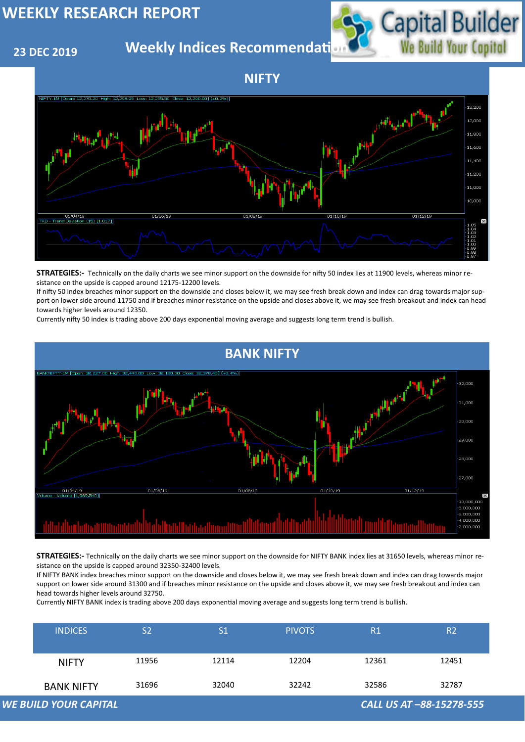# WEEKLY RESEARCH REPORT

**23 DEC 2019**

## Weekly Indices Recommendation

## NIFTY

NIFTY-1M [Open: 12,270.20 High: 12,298.95 Low: 12,255.50 Close: 12,290.00] (+0.2%)

12,200
12,000
11,800
11,600
11,400
11,200
11,000
10,800

01/04/19 01/06/19 01/08/19 01/10/19 01/12/19

TRD - Trend Deviation (15) [1.017]

1.05
1.04
1.03
1.02
1.01
1.00
0.99
0.98
0.97

**STRATEGIES:-** Technically on the daily charts we see minor support on the downside for nifty 50 index lies at 11900 levels, whereas minor resistance on the upside is capped around 12175-12200 levels.

If nifty 50 index breaches minor support on the downside and closes below it, we may see fresh break down and index can drag towards major support on lower side around 11750 and if breaches minor resistance on the upside and closes above it, we may see fresh breakout and index can head towards higher levels around 12350.

Currently nifty 50 index is trading above 200 days exponential moving average and suggests long term trend is bullish.

## BANK NIFTY

BANKNIFTY-1M [Open: 32,227.00 High: 32,440.00 Low: 32,180.00 Close: 32,378.40] (+0.4%)

32,000
31,000
30,000
29,000
28,000
27,000

01/04/19 01/06/19 01/08/19 01/10/19 01/12/19

Volume - Volume [1,959,540]

10,000,000
8,000,000
6,000,000
4,000,000
2,000,000

**STRATEGIES:-** Technically on the daily charts we see minor support on the downside for NIFTY BANK index lies at 31650 levels, whereas minor resistance on the upside is capped around 32350-32400 levels.

If NIFTY BANK index breaches minor support on the downside and closes below it, we may see fresh break down and index can drag towards major support on lower side around 31300 and if breaches minor resistance on the upside and closes above it, we may see fresh breakout and index can head towards higher levels around 32750.

Currently NIFTY BANK index is trading above 200 days exponential moving average and suggests long term trend is bullish.

| INDICES | S2 | S1 | PIVOTS | R1 | R2 |
|---|---|---|---|---|---|
| NIFTY | 11956 | 12114 | 12204 | 12361 | 12451 |
| BANK NIFTY | 31696 | 32040 | 32242 | 32586 | 32787 |

*WE BUILD YOUR CAPITAL* *CALL US AT –88-15278-555*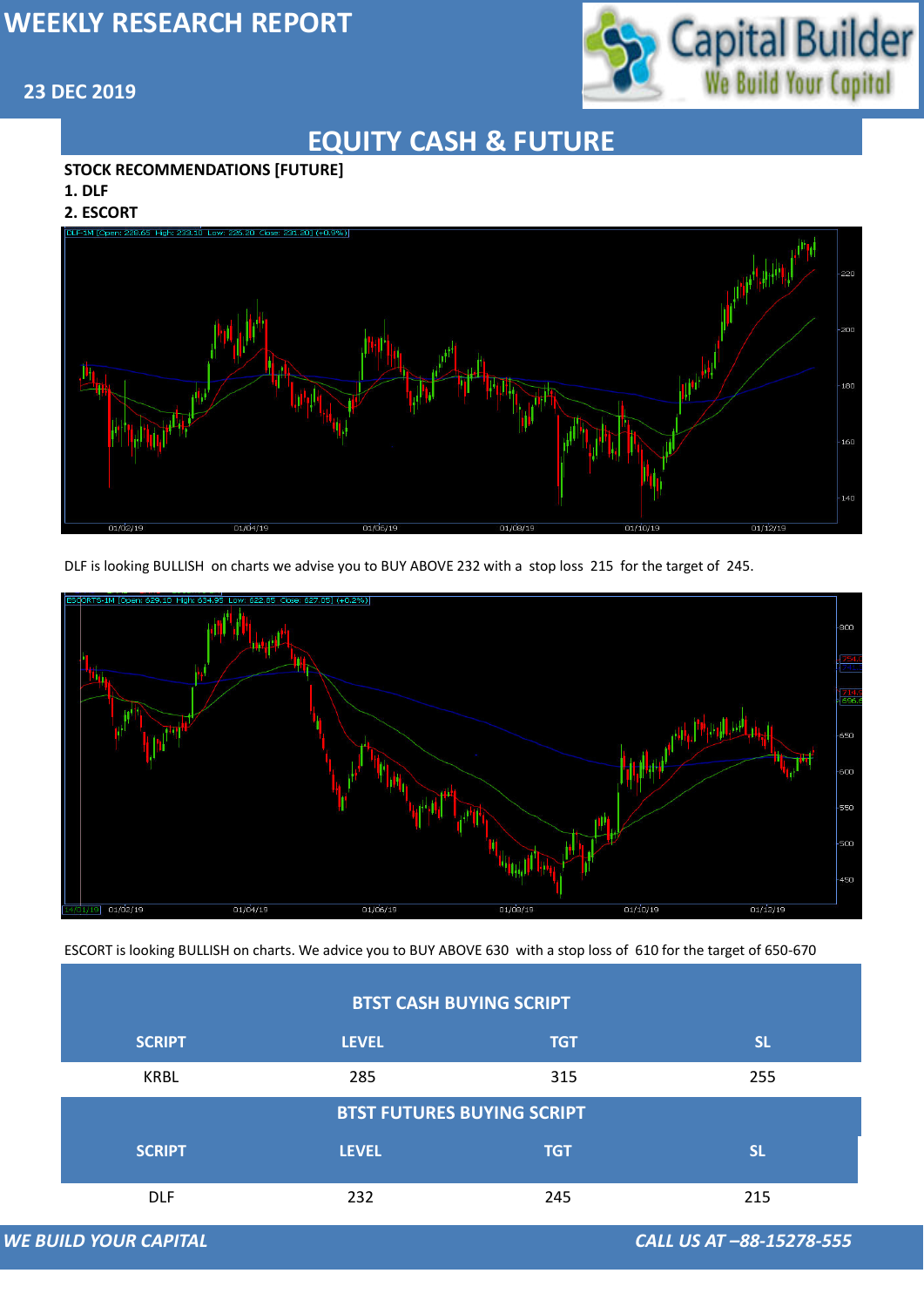# WEEKLY RESEARCH REPORT

**23 DEC 2019**

Capital Builder
We Build Your Capital

## EQUITY CASH & FUTURE

**STOCK RECOMMENDATIONS [FUTURE]**

**1. DLF**

**2. ESCORT**

DLF-1M [Open: 228.65 High: 233.10 Low: 226.20 Close: 231.20] (+0.9%)

220
200
180
160
140

01/02/19 01/04/19 01/06/19 01/08/19 01/10/19 01/12/19

DLF is looking BULLISH on charts we advise you to BUY ABOVE 232 with a stop loss 215 for the target of 245.

ESCORTS-1M [Open: 629.10 High: 634.95 Low: 622.85 Close: 627.05] (+0.2%)

800
650
600
550
500
450

01/02/19 01/04/19 01/06/19 01/08/19 01/10/19 01/12/19

ESCORT is looking BULLISH on charts. We advice you to BUY ABOVE 630 with a stop loss of 610 for the target of 650-670

| BTST CASH BUYING SCRIPT | | | |
|---|---|---|---|
| SCRIPT | LEVEL | TGT | SL |
| KRBL | 285 | 315 | 255 |

| BTST FUTURES BUYING SCRIPT | | | |
|---|---|---|---|
| SCRIPT | LEVEL | TGT | SL |
| DLF | 232 | 245 | 215 |

*WE BUILD YOUR CAPITAL* *CALL US AT –88-15278-555*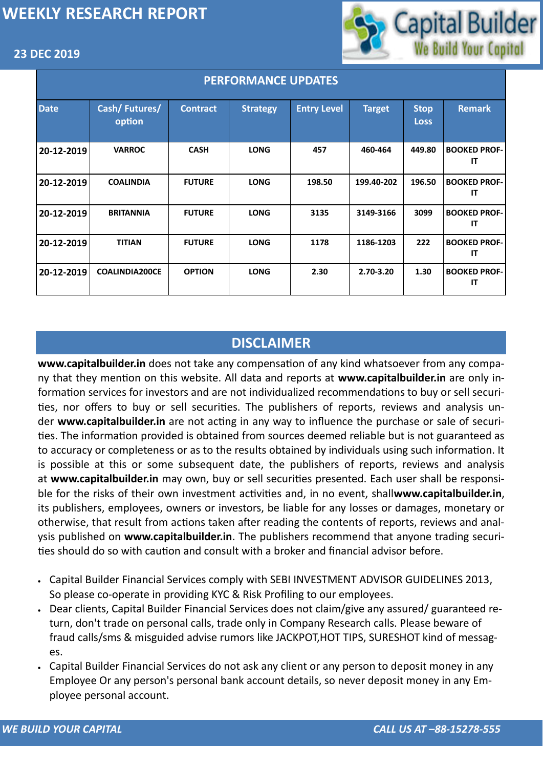# WEEKLY RESEARCH REPORT

**23 DEC 2019**

## PERFORMANCE UPDATES

| Date | Cash/ Futures/ option | Contract | Strategy | Entry Level | Target | Stop Loss | Remark |
|---|---|---|---|---|---|---|---|
| 20-12-2019 | VARROC | CASH | LONG | 457 | 460-464 | 449.80 | BOOKED PROFIT |
| 20-12-2019 | COALINDIA | FUTURE | LONG | 198.50 | 199.40-202 | 196.50 | BOOKED PROFIT |
| 20-12-2019 | BRITANNIA | FUTURE | LONG | 3135 | 3149-3166 | 3099 | BOOKED PROFIT |
| 20-12-2019 | TITIAN | FUTURE | LONG | 1178 | 1186-1203 | 222 | BOOKED PROFIT |
| 20-12-2019 | COALINDIA200CE | OPTION | LONG | 2.30 | 2.70-3.20 | 1.30 | BOOKED PROFIT |

## DISCLAIMER

**www.capitalbuilder.in** does not take any compensation of any kind whatsoever from any company that they mention on this website. All data and reports at **www.capitalbuilder.in** are only information services for investors and are not individualized recommendations to buy or sell securities, nor offers to buy or sell securities. The publishers of reports, reviews and analysis under **www.capitalbuilder.in** are not acting in any way to influence the purchase or sale of securities. The information provided is obtained from sources deemed reliable but is not guaranteed as to accuracy or completeness or as to the results obtained by individuals using such information. It is possible at this or some subsequent date, the publishers of reports, reviews and analysis at **www.capitalbuilder.in** may own, buy or sell securities presented. Each user shall be responsible for the risks of their own investment activities and, in no event, shall**www.capitalbuilder.in**, its publishers, employees, owners or investors, be liable for any losses or damages, monetary or otherwise, that result from actions taken after reading the contents of reports, reviews and analysis published on **www.capitalbuilder.in**. The publishers recommend that anyone trading securities should do so with caution and consult with a broker and financial advisor before.

- Capital Builder Financial Services comply with SEBI INVESTMENT ADVISOR GUIDELINES 2013, So please co-operate in providing KYC & Risk Profiling to our employees.
- Dear clients, Capital Builder Financial Services does not claim/give any assured/ guaranteed return, don't trade on personal calls, trade only in Company Research calls. Please beware of fraud calls/sms & misguided advise rumors like JACKPOT,HOT TIPS, SURESHOT kind of messages.
- Capital Builder Financial Services do not ask any client or any person to deposit money in any Employee Or any person's personal bank account details, so never deposit money in any Employee personal account.

*WE BUILD YOUR CAPITAL* *CALL US AT –88-15278-555*